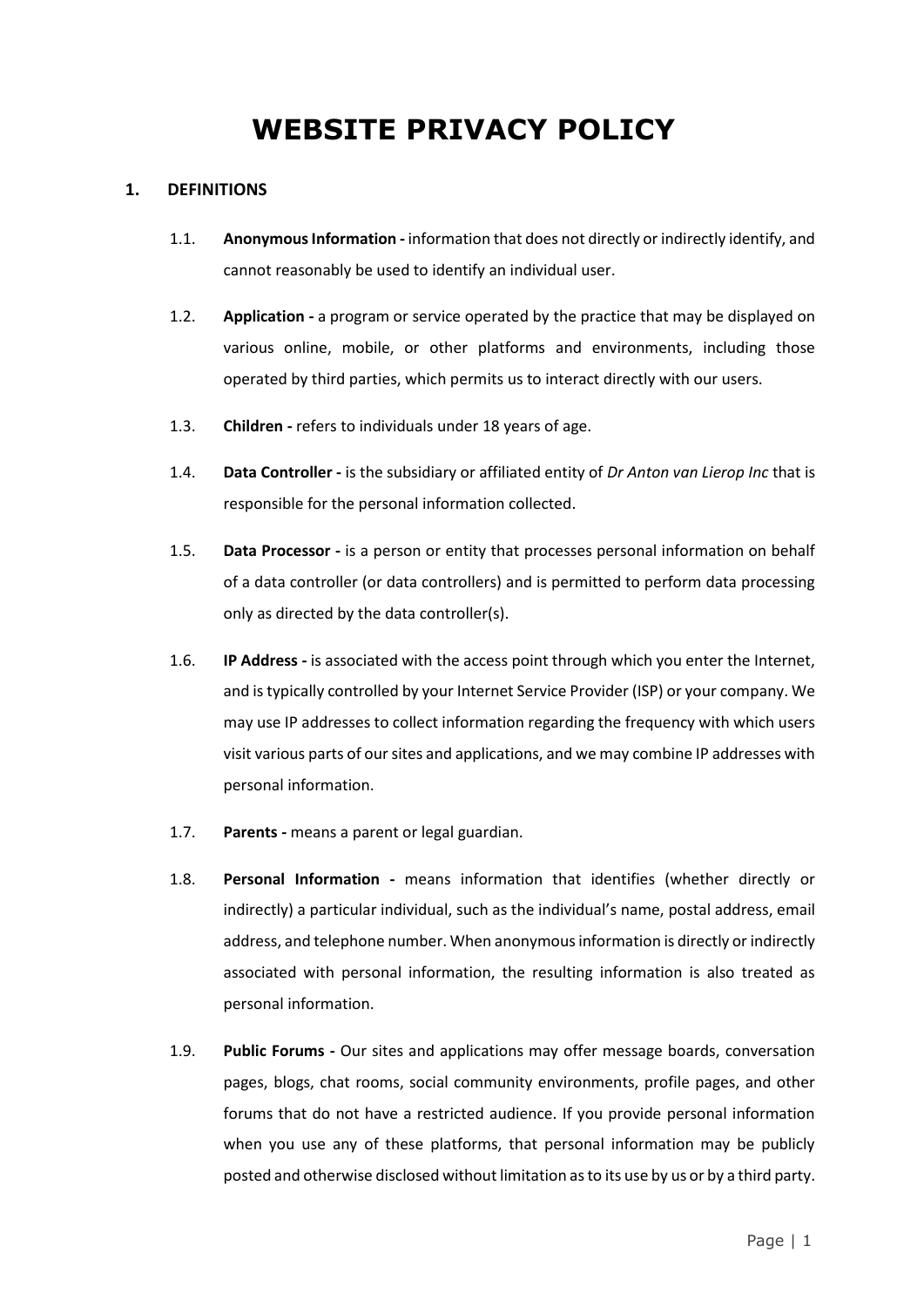# WEBSITE PRIVACY POLICY

## 1. DEFINITIONS

1.1. **Anonymous Information -** information that does not directly or indirectly identify, and cannot reasonably be used to identify an individual user.

1.2. **Application -** a program or service operated by the practice that may be displayed on various online, mobile, or other platforms and environments, including those operated by third parties, which permits us to interact directly with our users.

1.3. **Children -** refers to individuals under 18 years of age.

1.4. **Data Controller -** is the subsidiary or affiliated entity of *Dr Anton van Lierop Inc* that is responsible for the personal information collected.

1.5. **Data Processor -** is a person or entity that processes personal information on behalf of a data controller (or data controllers) and is permitted to perform data processing only as directed by the data controller(s).

1.6. **IP Address -** is associated with the access point through which you enter the Internet, and is typically controlled by your Internet Service Provider (ISP) or your company. We may use IP addresses to collect information regarding the frequency with which users visit various parts of our sites and applications, and we may combine IP addresses with personal information.

1.7. **Parents -** means a parent or legal guardian.

1.8. **Personal Information -** means information that identifies (whether directly or indirectly) a particular individual, such as the individual's name, postal address, email address, and telephone number. When anonymous information is directly or indirectly associated with personal information, the resulting information is also treated as personal information.

1.9. **Public Forums -** Our sites and applications may offer message boards, conversation pages, blogs, chat rooms, social community environments, profile pages, and other forums that do not have a restricted audience. If you provide personal information when you use any of these platforms, that personal information may be publicly posted and otherwise disclosed without limitation as to its use by us or by a third party.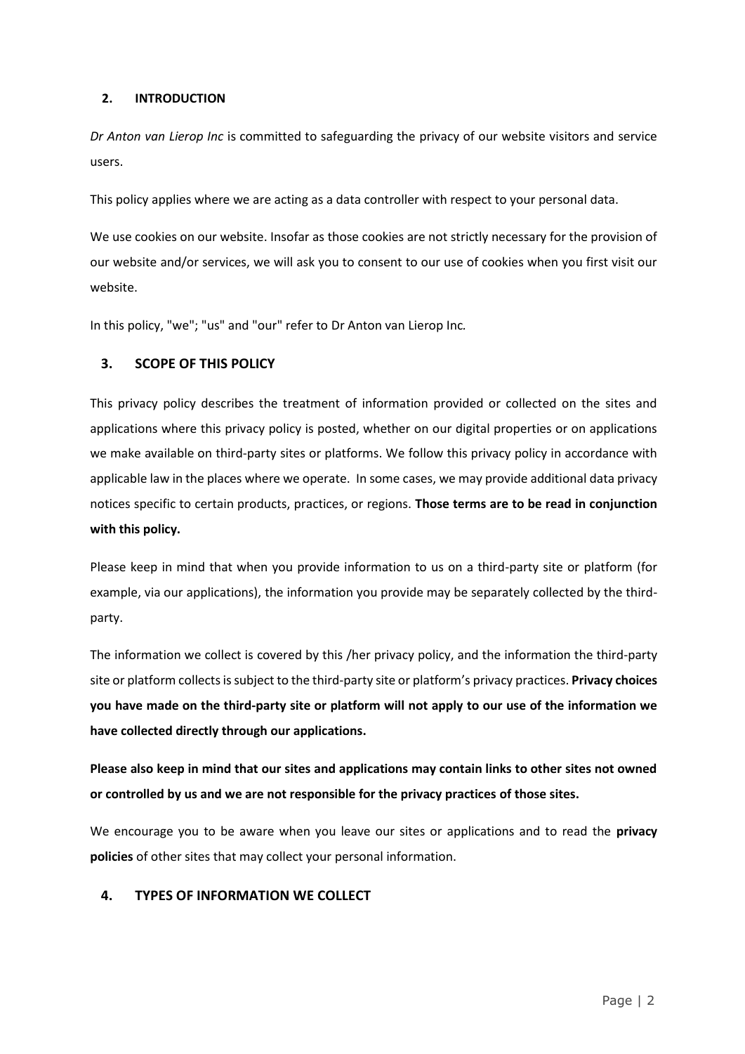## 2. INTRODUCTION

*Dr Anton van Lierop Inc* is committed to safeguarding the privacy of our website visitors and service users.

This policy applies where we are acting as a data controller with respect to your personal data.

We use cookies on our website. Insofar as those cookies are not strictly necessary for the provision of our website and/or services, we will ask you to consent to our use of cookies when you first visit our website.

In this policy, "we"; "us" and "our" refer to Dr Anton van Lierop Inc*.*

## 3. SCOPE OF THIS POLICY

This privacy policy describes the treatment of information provided or collected on the sites and applications where this privacy policy is posted, whether on our digital properties or on applications we make available on third-party sites or platforms. We follow this privacy policy in accordance with applicable law in the places where we operate. In some cases, we may provide additional data privacy notices specific to certain products, practices, or regions. **Those terms are to be read in conjunction with this policy.**

Please keep in mind that when you provide information to us on a third-party site or platform (for example, via our applications), the information you provide may be separately collected by the third-party.

The information we collect is covered by this /her privacy policy, and the information the third-party site or platform collects is subject to the third-party site or platform's privacy practices. **Privacy choices you have made on the third-party site or platform will not apply to our use of the information we have collected directly through our applications.**

**Please also keep in mind that our sites and applications may contain links to other sites not owned or controlled by us and we are not responsible for the privacy practices of those sites.**

We encourage you to be aware when you leave our sites or applications and to read the **privacy policies** of other sites that may collect your personal information.

## 4. TYPES OF INFORMATION WE COLLECT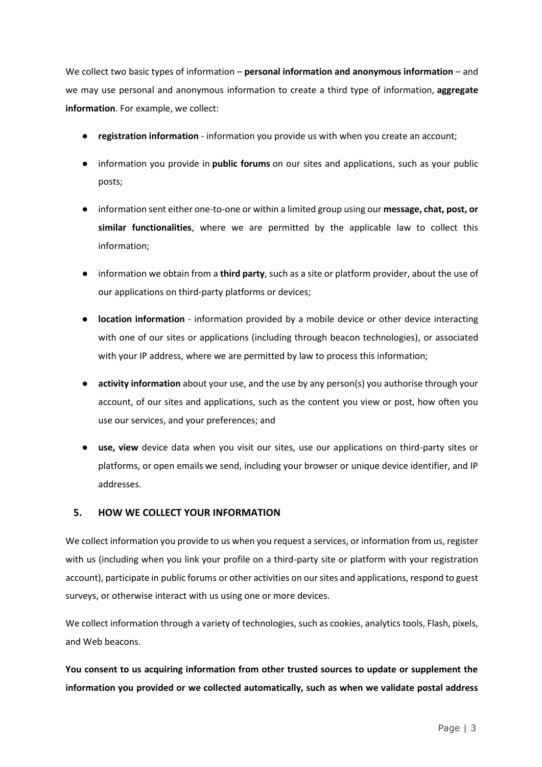We collect two basic types of information – **personal information and anonymous information** – and we may use personal and anonymous information to create a third type of information, **aggregate information**. For example, we collect:

- **registration information** - information you provide us with when you create an account;
- information you provide in **public forums** on our sites and applications, such as your public posts;
- information sent either one-to-one or within a limited group using our **message, chat, post, or similar functionalities**, where we are permitted by the applicable law to collect this information;
- information we obtain from a **third party**, such as a site or platform provider, about the use of our applications on third-party platforms or devices;
- **location information** - information provided by a mobile device or other device interacting with one of our sites or applications (including through beacon technologies), or associated with your IP address, where we are permitted by law to process this information;
- **activity information** about your use, and the use by any person(s) you authorise through your account, of our sites and applications, such as the content you view or post, how often you use our services, and your preferences; and
- **use, view** device data when you visit our sites, use our applications on third-party sites or platforms, or open emails we send, including your browser or unique device identifier, and IP addresses.

## 5. HOW WE COLLECT YOUR INFORMATION

We collect information you provide to us when you request a services, or information from us, register with us (including when you link your profile on a third-party site or platform with your registration account), participate in public forums or other activities on our sites and applications, respond to guest surveys, or otherwise interact with us using one or more devices.

We collect information through a variety of technologies, such as cookies, analytics tools, Flash, pixels, and Web beacons.

**You consent to us acquiring information from other trusted sources to update or supplement the information you provided or we collected automatically, such as when we validate postal address**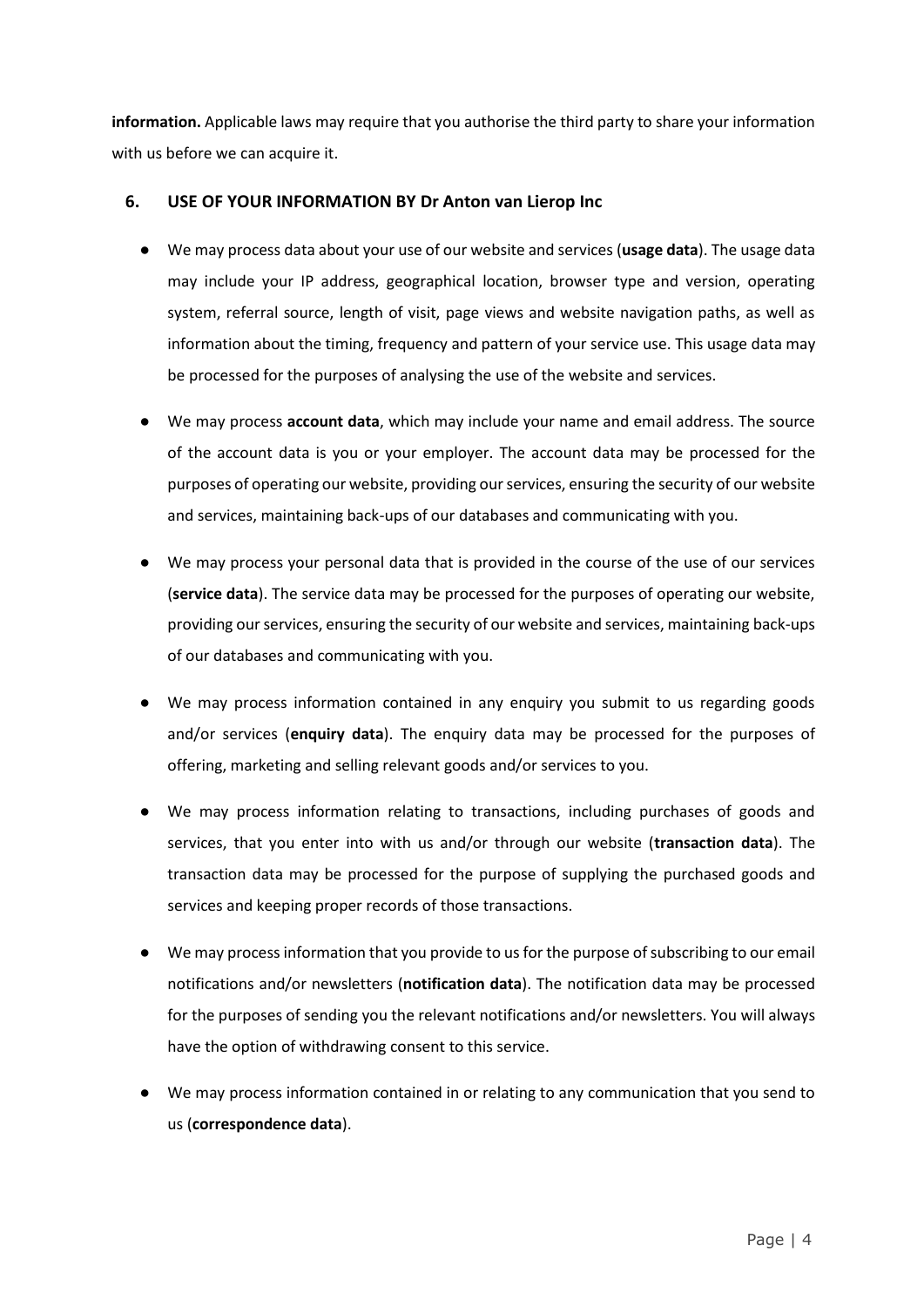**information.** Applicable laws may require that you authorise the third party to share your information with us before we can acquire it.

## 6. USE OF YOUR INFORMATION BY Dr Anton van Lierop Inc

- We may process data about your use of our website and services (**usage data**). The usage data may include your IP address, geographical location, browser type and version, operating system, referral source, length of visit, page views and website navigation paths, as well as information about the timing, frequency and pattern of your service use. This usage data may be processed for the purposes of analysing the use of the website and services.
- We may process **account data**, which may include your name and email address. The source of the account data is you or your employer. The account data may be processed for the purposes of operating our website, providing our services, ensuring the security of our website and services, maintaining back-ups of our databases and communicating with you.
- We may process your personal data that is provided in the course of the use of our services (**service data**). The service data may be processed for the purposes of operating our website, providing our services, ensuring the security of our website and services, maintaining back-ups of our databases and communicating with you.
- We may process information contained in any enquiry you submit to us regarding goods and/or services (**enquiry data**). The enquiry data may be processed for the purposes of offering, marketing and selling relevant goods and/or services to you.
- We may process information relating to transactions, including purchases of goods and services, that you enter into with us and/or through our website (**transaction data**). The transaction data may be processed for the purpose of supplying the purchased goods and services and keeping proper records of those transactions.
- We may process information that you provide to us for the purpose of subscribing to our email notifications and/or newsletters (**notification data**). The notification data may be processed for the purposes of sending you the relevant notifications and/or newsletters. You will always have the option of withdrawing consent to this service.
- We may process information contained in or relating to any communication that you send to us (**correspondence data**).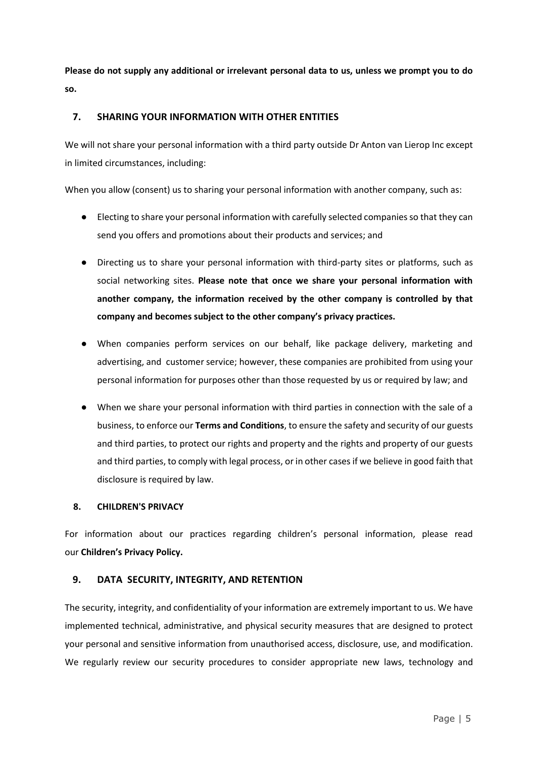**Please do not supply any additional or irrelevant personal data to us, unless we prompt you to do so.**

## 7. SHARING YOUR INFORMATION WITH OTHER ENTITIES

We will not share your personal information with a third party outside Dr Anton van Lierop Inc except in limited circumstances, including:

When you allow (consent) us to sharing your personal information with another company, such as:

- Electing to share your personal information with carefully selected companies so that they can send you offers and promotions about their products and services; and
- Directing us to share your personal information with third-party sites or platforms, such as social networking sites. **Please note that once we share your personal information with another company, the information received by the other company is controlled by that company and becomes subject to the other company's privacy practices.**
- When companies perform services on our behalf, like package delivery, marketing and advertising, and customer service; however, these companies are prohibited from using your personal information for purposes other than those requested by us or required by law; and
- When we share your personal information with third parties in connection with the sale of a business, to enforce our **Terms and Conditions**, to ensure the safety and security of our guests and third parties, to protect our rights and property and the rights and property of our guests and third parties, to comply with legal process, or in other cases if we believe in good faith that disclosure is required by law.

## 8. CHILDREN'S PRIVACY

For information about our practices regarding children's personal information, please read our **Children's Privacy Policy.**

## 9. DATA SECURITY, INTEGRITY, AND RETENTION

The security, integrity, and confidentiality of your information are extremely important to us. We have implemented technical, administrative, and physical security measures that are designed to protect your personal and sensitive information from unauthorised access, disclosure, use, and modification. We regularly review our security procedures to consider appropriate new laws, technology and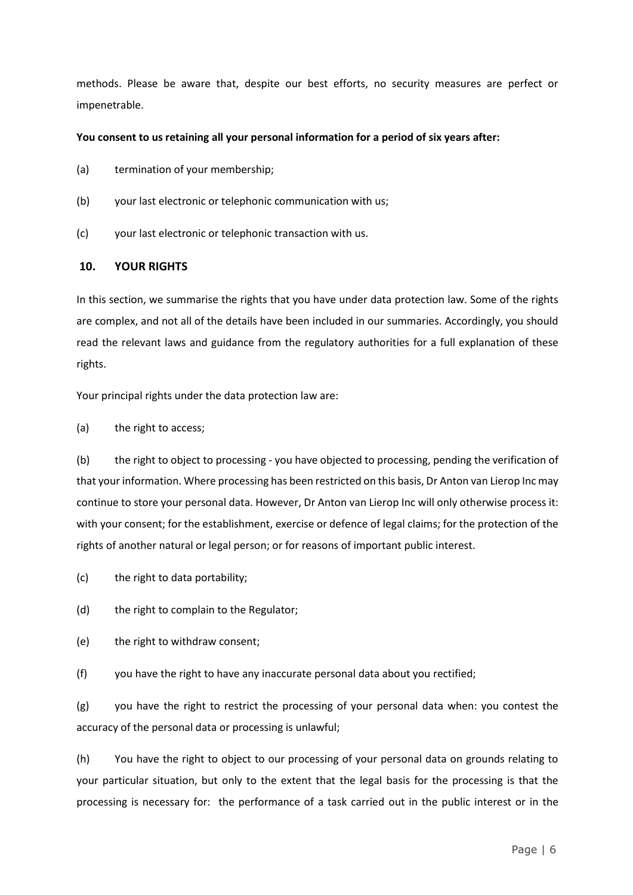methods. Please be aware that, despite our best efforts, no security measures are perfect or impenetrable.

**You consent to us retaining all your personal information for a period of six years after:**

(a) termination of your membership;

(b) your last electronic or telephonic communication with us;

(c) your last electronic or telephonic transaction with us.

## 10. YOUR RIGHTS

In this section, we summarise the rights that you have under data protection law. Some of the rights are complex, and not all of the details have been included in our summaries. Accordingly, you should read the relevant laws and guidance from the regulatory authorities for a full explanation of these rights.

Your principal rights under the data protection law are:

(a) the right to access;

(b) the right to object to processing - you have objected to processing, pending the verification of that your information. Where processing has been restricted on this basis, Dr Anton van Lierop Inc may continue to store your personal data. However, Dr Anton van Lierop Inc will only otherwise process it: with your consent; for the establishment, exercise or defence of legal claims; for the protection of the rights of another natural or legal person; or for reasons of important public interest.

(c) the right to data portability;

(d) the right to complain to the Regulator;

(e) the right to withdraw consent;

(f) you have the right to have any inaccurate personal data about you rectified;

(g) you have the right to restrict the processing of your personal data when: you contest the accuracy of the personal data or processing is unlawful;

(h) You have the right to object to our processing of your personal data on grounds relating to your particular situation, but only to the extent that the legal basis for the processing is that the processing is necessary for: the performance of a task carried out in the public interest or in the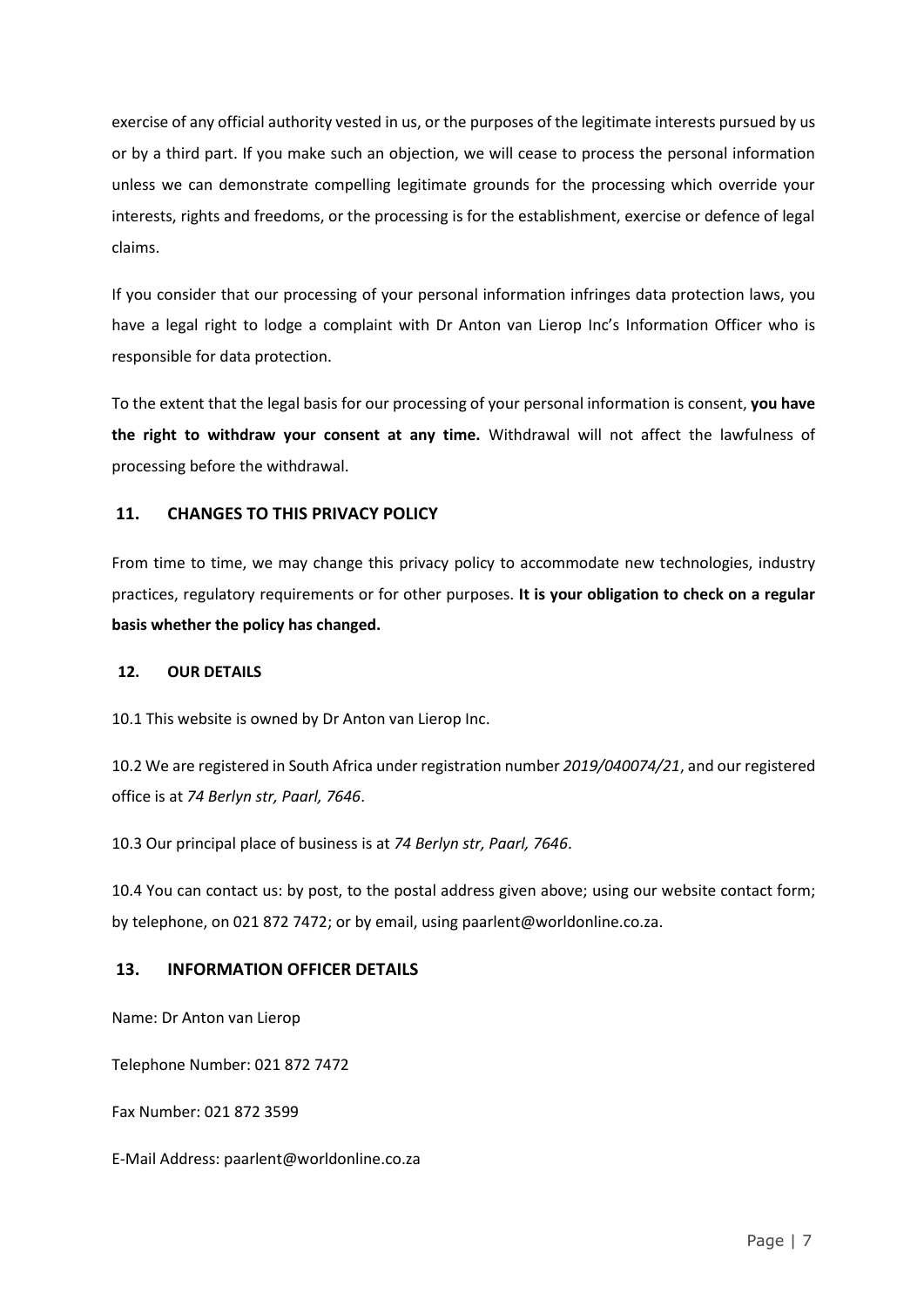exercise of any official authority vested in us, or the purposes of the legitimate interests pursued by us or by a third part. If you make such an objection, we will cease to process the personal information unless we can demonstrate compelling legitimate grounds for the processing which override your interests, rights and freedoms, or the processing is for the establishment, exercise or defence of legal claims.

If you consider that our processing of your personal information infringes data protection laws, you have a legal right to lodge a complaint with Dr Anton van Lierop Inc's Information Officer who is responsible for data protection.

To the extent that the legal basis for our processing of your personal information is consent, **you have the right to withdraw your consent at any time.** Withdrawal will not affect the lawfulness of processing before the withdrawal.

## 11. CHANGES TO THIS PRIVACY POLICY

From time to time, we may change this privacy policy to accommodate new technologies, industry practices, regulatory requirements or for other purposes. **It is your obligation to check on a regular basis whether the policy has changed.**

## 12. OUR DETAILS

10.1 This website is owned by Dr Anton van Lierop Inc.

10.2 We are registered in South Africa under registration number *2019/040074/21*, and our registered office is at *74 Berlyn str, Paarl, 7646*.

10.3 Our principal place of business is at *74 Berlyn str, Paarl, 7646*.

10.4 You can contact us: by post, to the postal address given above; using our website contact form; by telephone, on 021 872 7472; or by email, using paarlent@worldonline.co.za.

## 13. INFORMATION OFFICER DETAILS

Name: Dr Anton van Lierop

Telephone Number: 021 872 7472

Fax Number: 021 872 3599

E-Mail Address: paarlent@worldonline.co.za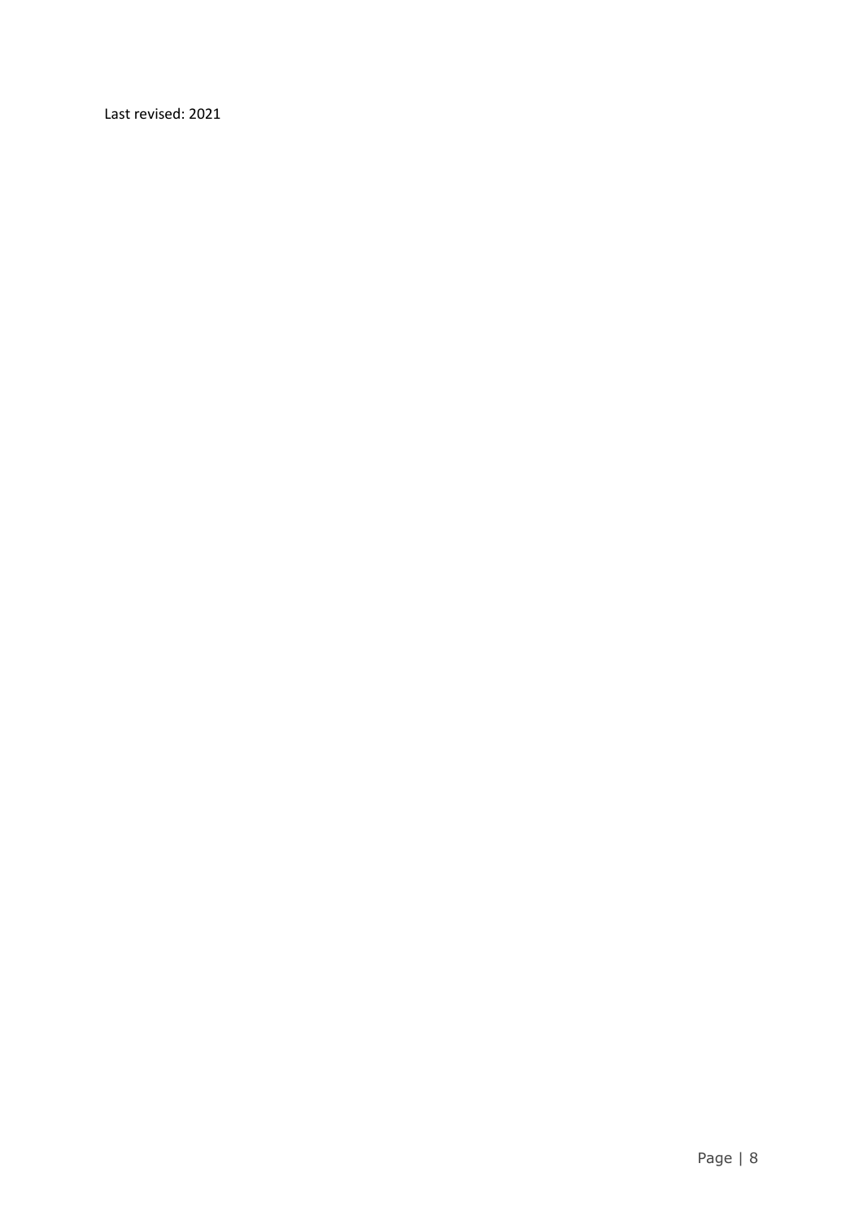Last revised: 2021